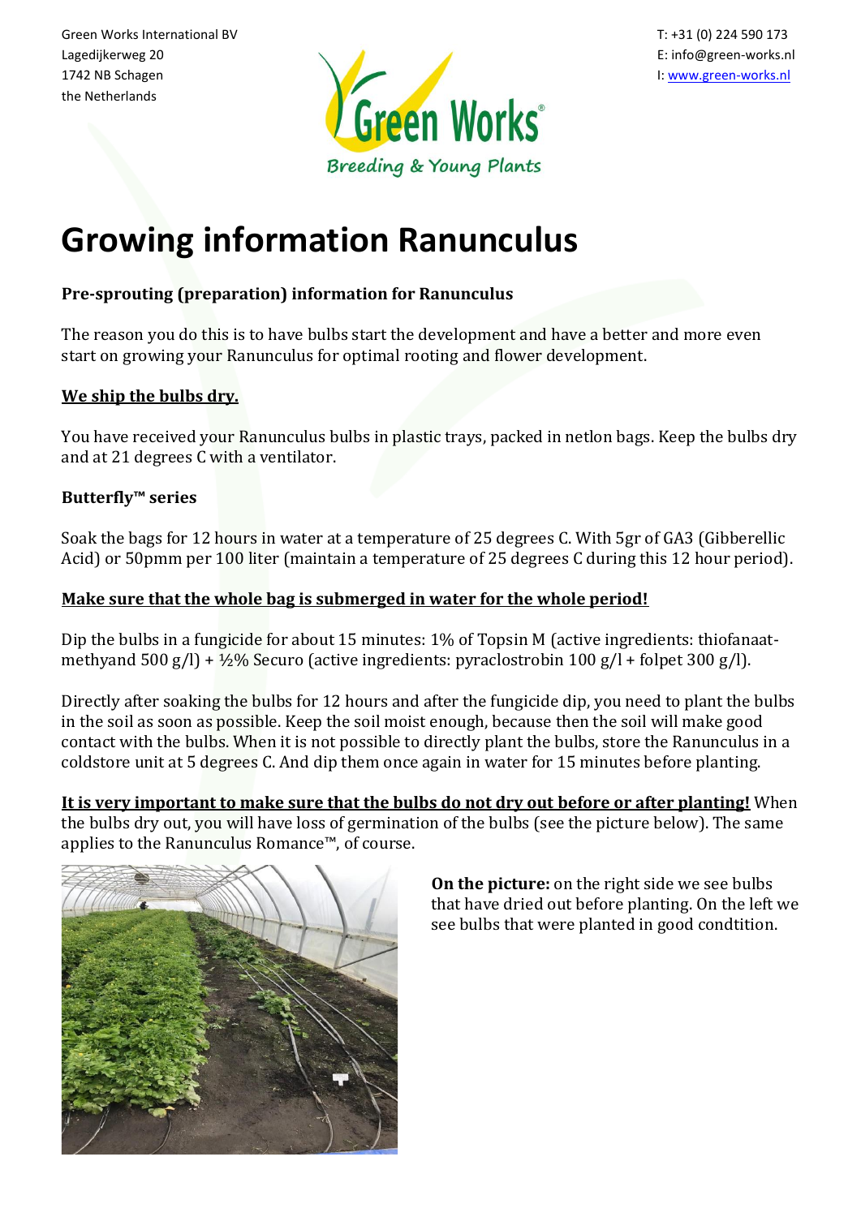Green Works International BV
Lagedijkerweg 20
1742 NB Schagen
the Netherlands

T: +31 (0) 224 590 173
E: info@green-works.nl
I: www.green-works.nl

# Growing information Ranunculus

### Pre-sprouting (preparation) information for Ranunculus

The reason you do this is to have bulbs start the development and have a better and more even start on growing your Ranunculus for optimal rooting and flower development.

**<u>We ship the bulbs dry.</u>**

You have received your Ranunculus bulbs in plastic trays, packed in netlon bags. Keep the bulbs dry and at 21 degrees C with a ventilator.

### Butterfly™ series

Soak the bags for 12 hours in water at a temperature of 25 degrees C. With 5gr of GA3 (Gibberellic Acid) or 50pmm per 100 liter (maintain a temperature of 25 degrees C during this 12 hour period).

**<u>Make sure that the whole bag is submerged in water for the whole period!</u>**

Dip the bulbs in a fungicide for about 15 minutes: 1% of Topsin M (active ingredients: thiofanaat-methyand 500 g/l) + ½% Securo (active ingredients: pyraclostrobin 100 g/l + folpet 300 g/l).

Directly after soaking the bulbs for 12 hours and after the fungicide dip, you need to plant the bulbs in the soil as soon as possible. Keep the soil moist enough, because then the soil will make good contact with the bulbs. When it is not possible to directly plant the bulbs, store the Ranunculus in a coldstore unit at 5 degrees C. And dip them once again in water for 15 minutes before planting.

**<u>It is very important to make sure that the bulbs do not dry out before or after planting!</u>** When the bulbs dry out, you will have loss of germination of the bulbs (see the picture below). The same applies to the Ranunculus Romance™, of course.

**On the picture:** on the right side we see bulbs that have dried out before planting. On the left we see bulbs that were planted in good condtition.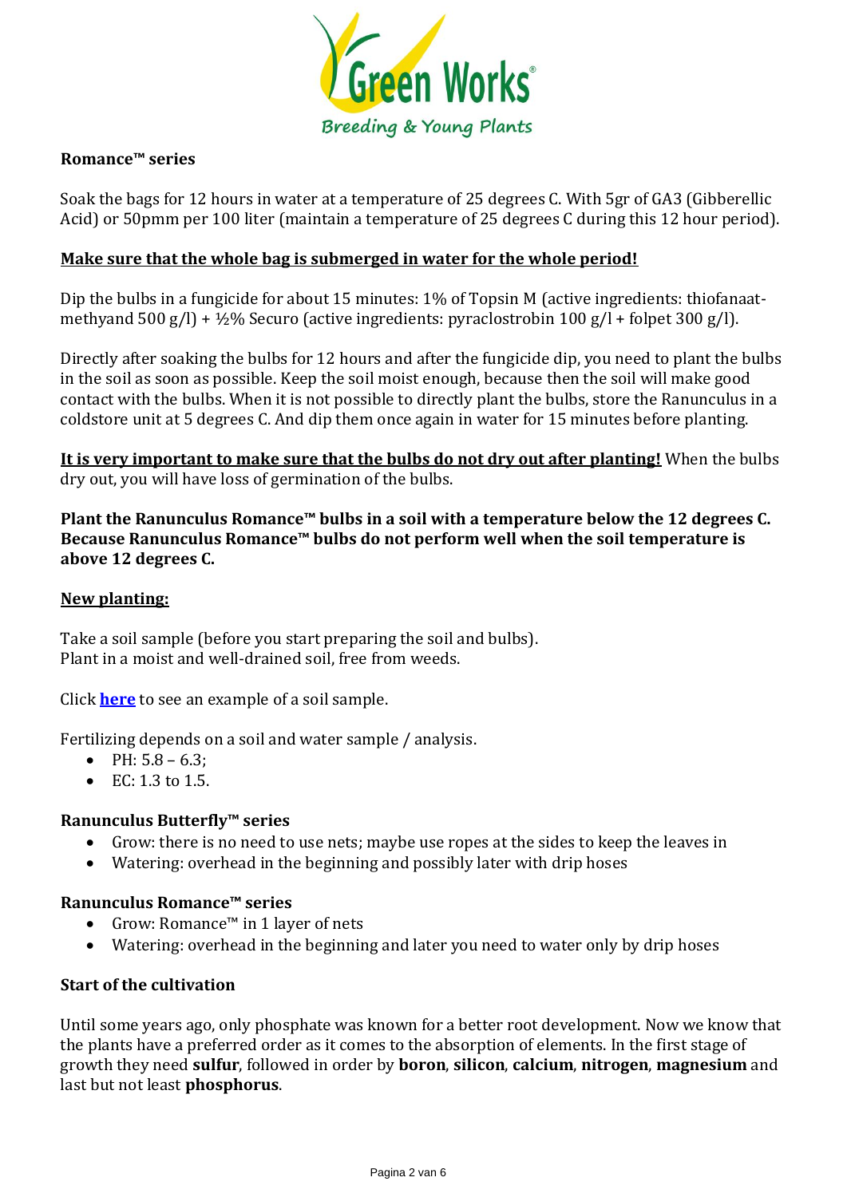**Romance™ series**

Soak the bags for 12 hours in water at a temperature of 25 degrees C. With 5gr of GA3 (Gibberellic Acid) or 50pmm per 100 liter (maintain a temperature of 25 degrees C during this 12 hour period).

**Make sure that the whole bag is submerged in water for the whole period!**

Dip the bulbs in a fungicide for about 15 minutes: 1% of Topsin M (active ingredients: thiofanaat-methyand 500 g/l) + ½% Securo (active ingredients: pyraclostrobin 100 g/l + folpet 300 g/l).

Directly after soaking the bulbs for 12 hours and after the fungicide dip, you need to plant the bulbs in the soil as soon as possible. Keep the soil moist enough, because then the soil will make good contact with the bulbs. When it is not possible to directly plant the bulbs, store the Ranunculus in a coldstore unit at 5 degrees C. And dip them once again in water for 15 minutes before planting.

**It is very important to make sure that the bulbs do not dry out after planting!** When the bulbs dry out, you will have loss of germination of the bulbs.

**Plant the Ranunculus Romance™ bulbs in a soil with a temperature below the 12 degrees C. Because Ranunculus Romance™ bulbs do not perform well when the soil temperature is above 12 degrees C.**

**New planting:**

Take a soil sample (before you start preparing the soil and bulbs).
Plant in a moist and well-drained soil, free from weeds.

Click **here** to see an example of a soil sample.

Fertilizing depends on a soil and water sample / analysis.

- PH: 5.8 – 6.3;
- EC: 1.3 to 1.5.

**Ranunculus Butterfly™ series**

- Grow: there is no need to use nets; maybe use ropes at the sides to keep the leaves in
- Watering: overhead in the beginning and possibly later with drip hoses

**Ranunculus Romance™ series**

- Grow: Romance™ in 1 layer of nets
- Watering: overhead in the beginning and later you need to water only by drip hoses

**Start of the cultivation**

Until some years ago, only phosphate was known for a better root development. Now we know that the plants have a preferred order as it comes to the absorption of elements. In the first stage of growth they need **sulfur**, followed in order by **boron**, **silicon**, **calcium**, **nitrogen**, **magnesium** and last but not least **phosphorus**.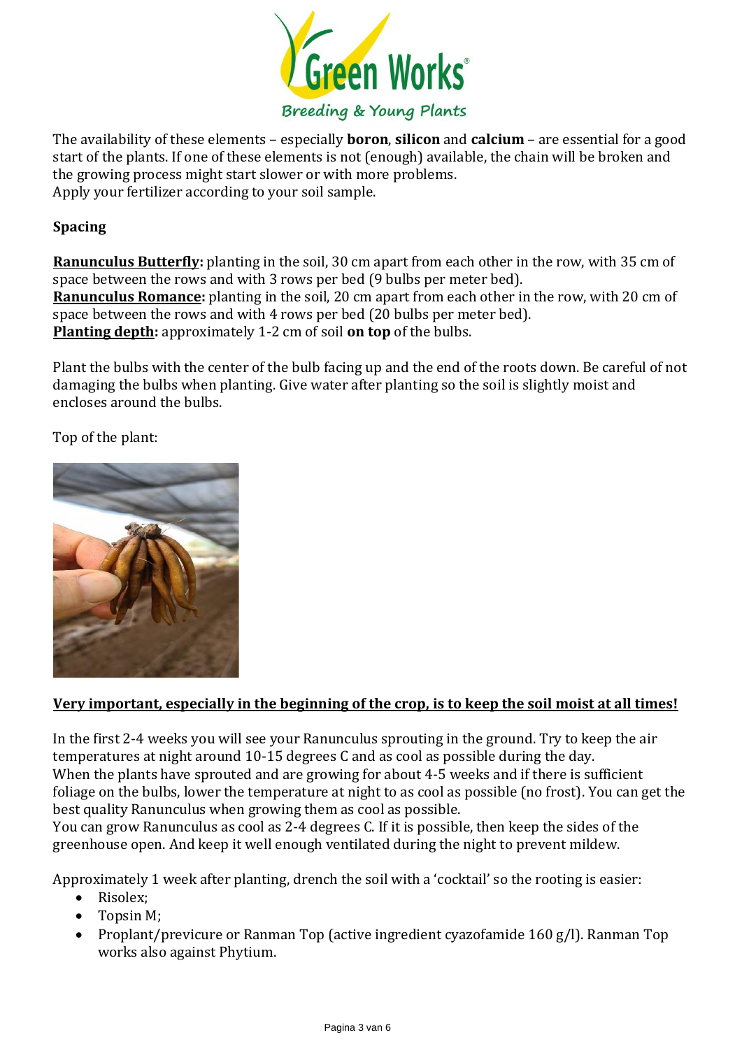The availability of these elements – especially **boron**, **silicon** and **calcium** – are essential for a good start of the plants. If one of these elements is not (enough) available, the chain will be broken and the growing process might start slower or with more problems.
Apply your fertilizer according to your soil sample.

**Spacing**

**Ranunculus Butterfly:** planting in the soil, 30 cm apart from each other in the row, with 35 cm of space between the rows and with 3 rows per bed (9 bulbs per meter bed).
**Ranunculus Romance:** planting in the soil, 20 cm apart from each other in the row, with 20 cm of space between the rows and with 4 rows per bed (20 bulbs per meter bed).
**Planting depth:** approximately 1-2 cm of soil **on top** of the bulbs.

Plant the bulbs with the center of the bulb facing up and the end of the roots down. Be careful of not damaging the bulbs when planting. Give water after planting so the soil is slightly moist and encloses around the bulbs.

Top of the plant:

**Very important, especially in the beginning of the crop, is to keep the soil moist at all times!**

In the first 2-4 weeks you will see your Ranunculus sprouting in the ground. Try to keep the air temperatures at night around 10-15 degrees C and as cool as possible during the day.
When the plants have sprouted and are growing for about 4-5 weeks and if there is sufficient foliage on the bulbs, lower the temperature at night to as cool as possible (no frost). You can get the best quality Ranunculus when growing them as cool as possible.
You can grow Ranunculus as cool as 2-4 degrees C. If it is possible, then keep the sides of the greenhouse open. And keep it well enough ventilated during the night to prevent mildew.

Approximately 1 week after planting, drench the soil with a 'cocktail' so the rooting is easier:

- Risolex;
- Topsin M;
- Proplant/previcure or Ranman Top (active ingredient cyazofamide 160 g/l). Ranman Top works also against Phytium.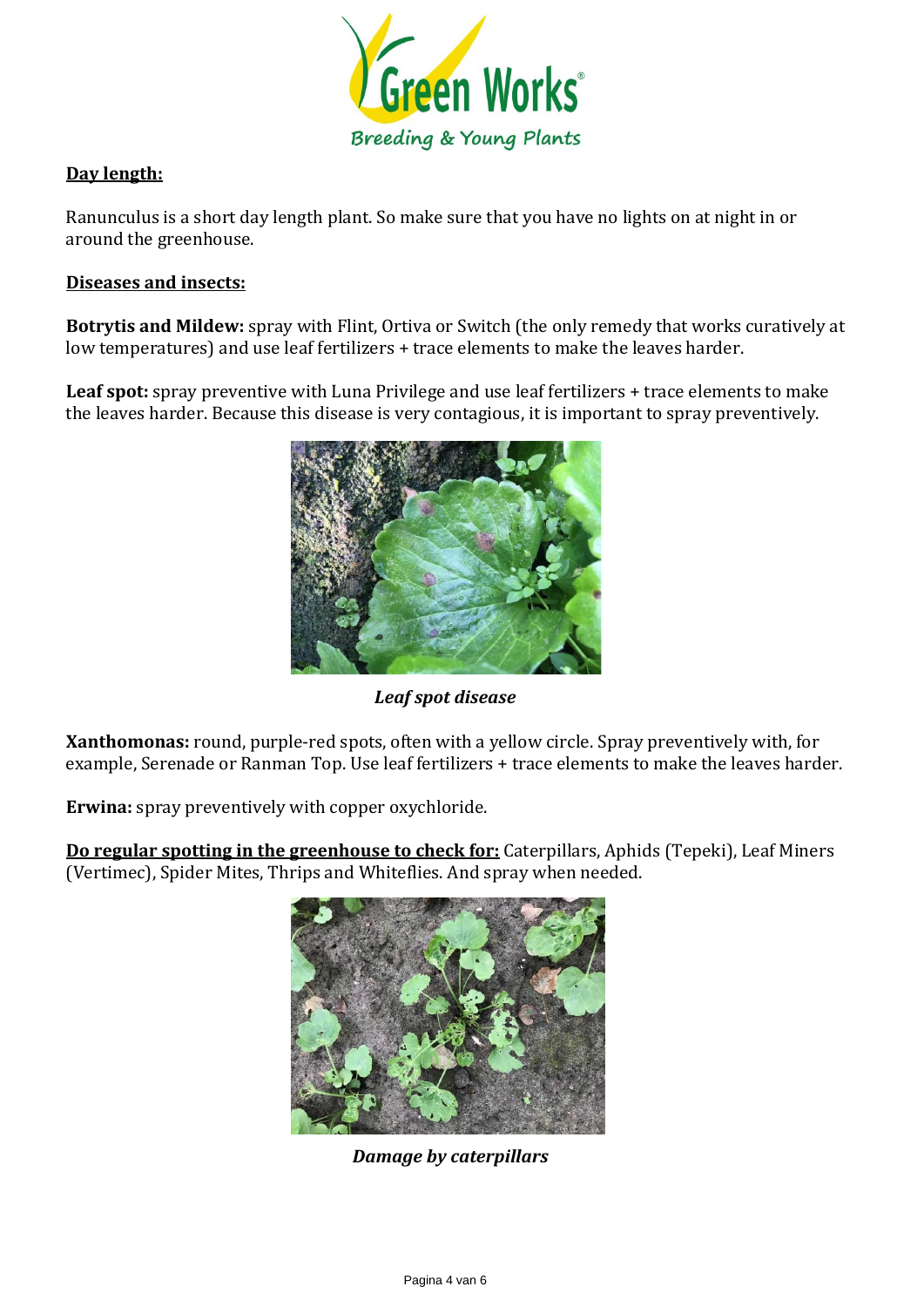**Day length:**

Ranunculus is a short day length plant. So make sure that you have no lights on at night in or around the greenhouse.

**Diseases and insects:**

**Botrytis and Mildew:** spray with Flint, Ortiva or Switch (the only remedy that works curatively at low temperatures) and use leaf fertilizers + trace elements to make the leaves harder.

**Leaf spot:** spray preventive with Luna Privilege and use leaf fertilizers + trace elements to make the leaves harder. Because this disease is very contagious, it is important to spray preventively.

***Leaf spot disease***

**Xanthomonas:** round, purple-red spots, often with a yellow circle. Spray preventively with, for example, Serenade or Ranman Top. Use leaf fertilizers + trace elements to make the leaves harder.

**Erwina:** spray preventively with copper oxychloride.

**Do regular spotting in the greenhouse to check for:** Caterpillars, Aphids (Tepeki), Leaf Miners (Vertimec), Spider Mites, Thrips and Whiteflies. And spray when needed.

***Damage by caterpillars***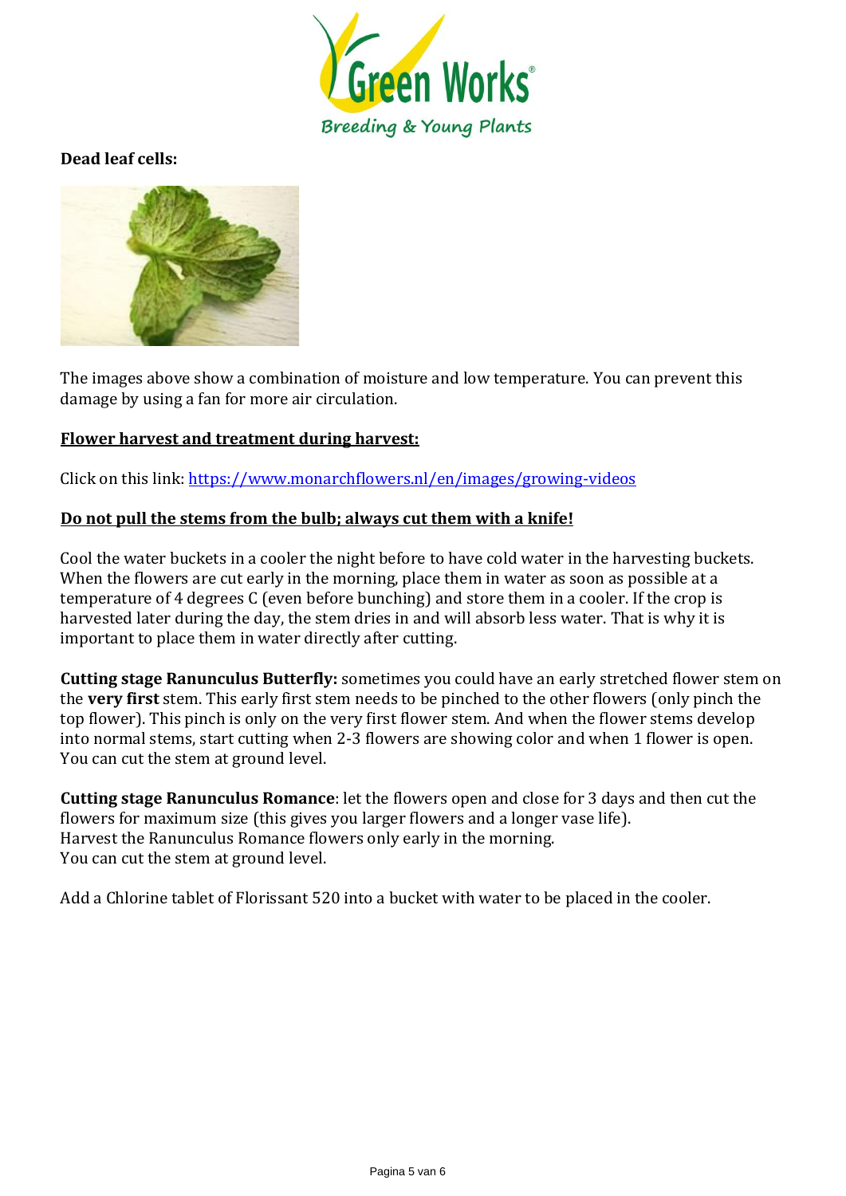**Dead leaf cells:**

The images above show a combination of moisture and low temperature. You can prevent this damage by using a fan for more air circulation.

**Flower harvest and treatment during harvest:**

Click on this link: [https://www.monarchflowers.nl/en/images/growing-videos](https://www.monarchflowers.nl/en/images/growing-videos)

**Do not pull the stems from the bulb; always cut them with a knife!**

Cool the water buckets in a cooler the night before to have cold water in the harvesting buckets. When the flowers are cut early in the morning, place them in water as soon as possible at a temperature of 4 degrees C (even before bunching) and store them in a cooler. If the crop is harvested later during the day, the stem dries in and will absorb less water. That is why it is important to place them in water directly after cutting.

**Cutting stage Ranunculus Butterfly:** sometimes you could have an early stretched flower stem on the **very first** stem. This early first stem needs to be pinched to the other flowers (only pinch the top flower). This pinch is only on the very first flower stem. And when the flower stems develop into normal stems, start cutting when 2-3 flowers are showing color and when 1 flower is open. You can cut the stem at ground level.

**Cutting stage Ranunculus Romance**: let the flowers open and close for 3 days and then cut the flowers for maximum size (this gives you larger flowers and a longer vase life).
Harvest the Ranunculus Romance flowers only early in the morning.
You can cut the stem at ground level.

Add a Chlorine tablet of Florissant 520 into a bucket with water to be placed in the cooler.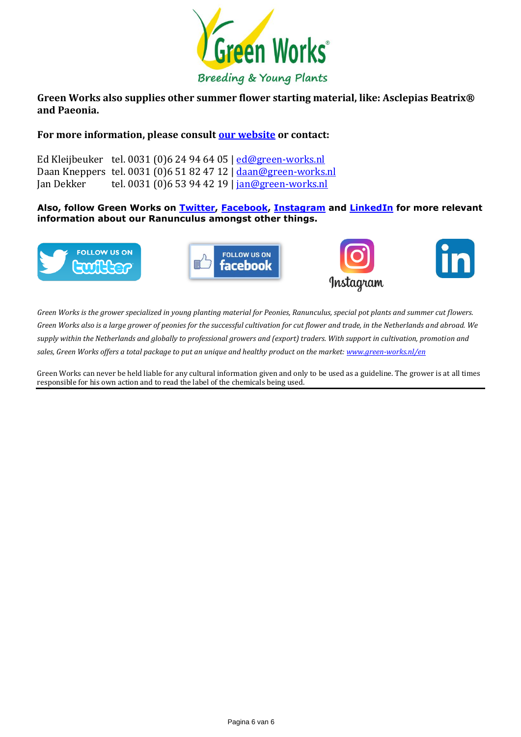**Green Works also supplies other summer flower starting material, like: Asclepias Beatrix® and Paeonia.**

**For more information, please consult our website or contact:**

Ed Kleijbeuker tel. 0031 (0)6 24 94 64 05 | ed@green-works.nl  
Daan Kneppers tel. 0031 (0)6 51 82 47 12 | daan@green-works.nl  
Jan Dekker tel. 0031 (0)6 53 94 42 19 | jan@green-works.nl

**Also, follow Green Works on Twitter, Facebook, Instagram and LinkedIn for more relevant information about our Ranunculus amongst other things.**

*Green Works is the grower specialized in young planting material for Peonies, Ranunculus, special pot plants and summer cut flowers. Green Works also is a large grower of peonies for the successful cultivation for cut flower and trade, in the Netherlands and abroad. We supply within the Netherlands and globally to professional growers and (export) traders. With support in cultivation, promotion and sales, Green Works offers a total package to put an unique and healthy product on the market: www.green-works.nl/en*

Green Works can never be held liable for any cultural information given and only to be used as a guideline. The grower is at all times responsible for his own action and to read the label of the chemicals being used.